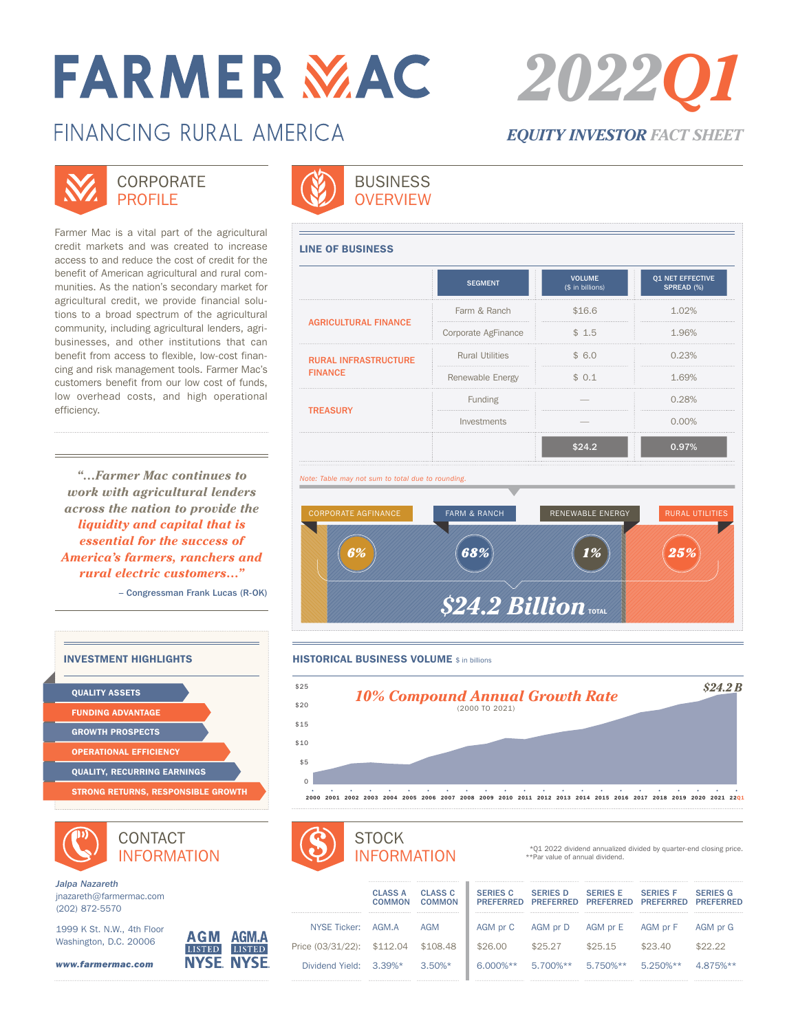# FARMER MAC

## FINANCING RURAL AMERICA

# 2022Q1

***EQUITY INVESTOR FACT SHEET***

## CORPORATE PROFILE

Farmer Mac is a vital part of the agricultural credit markets and was created to increase access to and reduce the cost of credit for the benefit of American agricultural and rural communities. As the nation's secondary market for agricultural credit, we provide financial solutions to a broad spectrum of the agricultural community, including agricultural lenders, agribusinesses, and other institutions that can benefit from access to flexible, low-cost financing and risk management tools. Farmer Mac's customers benefit from our low cost of funds, low overhead costs, and high operational efficiency.

> *"...Farmer Mac continues to work with agricultural lenders across the nation to provide the liquidity and capital that is essential for the success of America's farmers, ranchers and rural electric customers..."*
>
> – Congressman Frank Lucas (R-OK)

## BUSINESS OVERVIEW

### LINE OF BUSINESS

| | SEGMENT | VOLUME ($ in billions) | Q1 NET EFFECTIVE SPREAD (%) |
|---|---|---|---|
| AGRICULTURAL FINANCE | Farm & Ranch | $16.6 | 1.02% |
| | Corporate AgFinance | $ 1.5 | 1.96% |
| RURAL INFRASTRUCTURE FINANCE | Rural Utilities | $ 6.0 | 0.23% |
| | Renewable Energy | $ 0.1 | 1.69% |
| TREASURY | Funding | — | 0.28% |
| | Investments | — | 0.00% |
| | | $24.2 | 0.97% |

*Note: Table may not sum to total due to rounding.*

CORPORATE AGFINANCE 6% | FARM & RANCH 68% | RENEWABLE ENERGY 1% | RURAL UTILITIES 25%

***$24.2 Billion*** TOTAL

### HISTORICAL BUSINESS VOLUME $ in billions

***10% Compound Annual Growth Rate*** (2000 TO 2021)

***$24.2 B***

## INVESTMENT HIGHLIGHTS

- QUALITY ASSETS
- FUNDING ADVANTAGE
- GROWTH PROSPECTS
- OPERATIONAL EFFICIENCY
- QUALITY, RECURRING EARNINGS
- STRONG RETURNS, RESPONSIBLE GROWTH

## CONTACT INFORMATION

*Jalpa Nazareth*
jnazareth@farmermac.com
(202) 872-5570

1999 K St. N.W., 4th Floor
Washington, D.C. 20006

***www.farmermac.com***

AGM LISTED NYSE | AGM.A LISTED NYSE

## STOCK INFORMATION

*Q1 2022 dividend annualized divided by quarter-end closing price.
**Par value of annual dividend.

| | CLASS A COMMON | CLASS C COMMON | SERIES C PREFERRED | SERIES D PREFERRED | SERIES E PREFERRED | SERIES F PREFERRED | SERIES G PREFERRED |
|---|---|---|---|---|---|---|---|
| NYSE Ticker: | AGM.A | AGM | AGM pr C | AGM pr D | AGM pr E | AGM pr F | AGM pr G |
| Price (03/31/22): | $112.04 | $108.48 | $26.00 | $25.27 | $25.15 | $23.40 | $22.22 |
| Dividend Yield: | 3.39%* | 3.50%* | 6.000%** | 5.700%** | 5.750%** | 5.250%** | 4.875%** |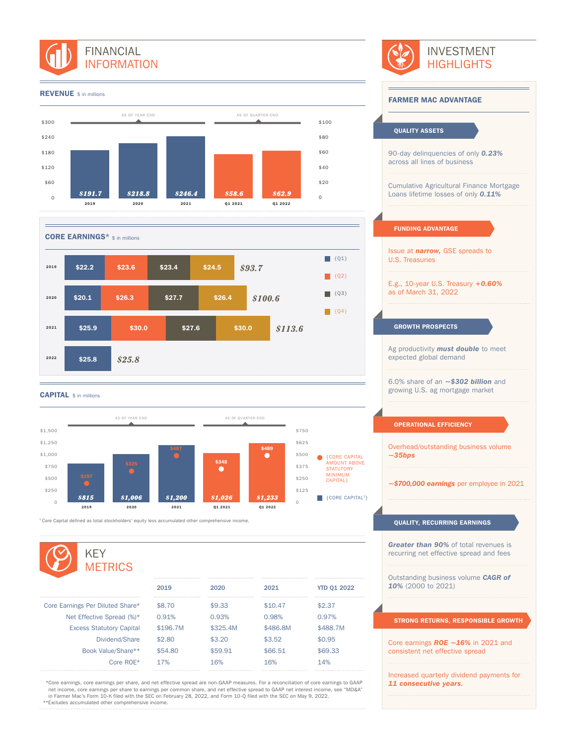# FINANCIAL INFORMATION

## REVENUE $ in millions

AS OF YEAR-END

AS OF QUARTER-END

$300
$240
$180
$120
$60
0

$100
$80
$60
$40
$20
0

*$191.7*
2019

*$218.8*
2020

*$246.4*
2021

*$58.6*
Q1 2021

*$62.9*
Q1 2022

## CORE EARNINGS* $ in millions

{Q1} {Q2} {Q3} {Q4}

2019: $22.2 $23.6 $23.4 $24.5 *$93.7*

2020: $20.1 $26.3 $27.7 $26.4 *$100.6*

2021: $25.9 $30.0 $27.6 $30.0 *$113.6*

2022: $25.8 *$25.8*

## CAPITAL $ in millions

AS OF YEAR-END

AS OF QUARTER-END

$1,500
$1,250
$1,000
$750
$500
$250
0

$750
$625
$500
$375
$250
$125
0

{CORE CAPITAL AMOUNT ABOVE STATUTORY MINIMUM CAPITAL}

{CORE CAPITAL[1]}

$197
*$815*
2019

$325
*$1,006*
2020

$487
*$1,200*
2021

$348
*$1,026*
Q1 2021

$489
*$1,233*
Q1 2022

[1] Core Capital defined as total stockholders' equity less accumulated other comprehensive income.

# KEY METRICS

| | 2019 | 2020 | 2021 | YTD Q1 2022 |
|---|---|---|---|---|
| Core Earnings Per Diluted Share* | $8.70 | $9.33 | $10.47 | $2.37 |
| Net Effective Spread (%)* | 0.91% | 0.93% | 0.98% | 0.97% |
| Excess Statutory Capital | $196.7M | $325.4M | $486.8M | $488.7M |
| Dividend/Share | $2.80 | $3.20 | $3.52 | $0.95 |
| Book Value/Share** | $54.80 | $59.91 | $66.51 | $69.33 |
| Core ROE* | 17% | 16% | 16% | 14% |

*Core earnings, core earnings per share, and net effective spread are non-GAAP measures. For a reconciliation of core earnings to GAAP net income, core earnings per share to earnings per common share, and net effective spread to GAAP net interest income, see "MD&A" in Farmer Mac's Form 10-K filed with the SEC on February 28, 2022, and Form 10-Q filed with the SEC on May 9, 2022.
**Excludes accumulated other comprehensive income.

# INVESTMENT HIGHLIGHTS

## FARMER MAC ADVANTAGE

### QUALITY ASSETS

90-day delinquencies of only ***0.23%*** across all lines of business

Cumulative Agricultural Finance Mortgage Loans lifetime losses of only ***0.11%***

### FUNDING ADVANTAGE

Issue at ***narrow,*** GSE spreads to U.S. Treasuries

E.g., 10-year U.S. Treasury ***+0.60%*** as of March 31, 2022

### GROWTH PROSPECTS

Ag productivity ***must double*** to meet expected global demand

6.0% share of an ***~$302 billion*** and growing U.S. ag mortgage market

### OPERATIONAL EFFICIENCY

Overhead/outstanding business volume ***~35bps***

***~$700,000 earnings*** per employee in 2021

### QUALITY, RECURRING EARNINGS

***Greater than 90%*** of total revenues is recurring net effective spread and fees

Outstanding business volume ***CAGR of 10%*** (2000 to 2021)

### STRONG RETURNS, RESPONSIBLE GROWTH

Core earnings ***ROE ~16%*** in 2021 and consistent net effective spread

Increased quarterly dividend payments for ***11 consecutive years.***